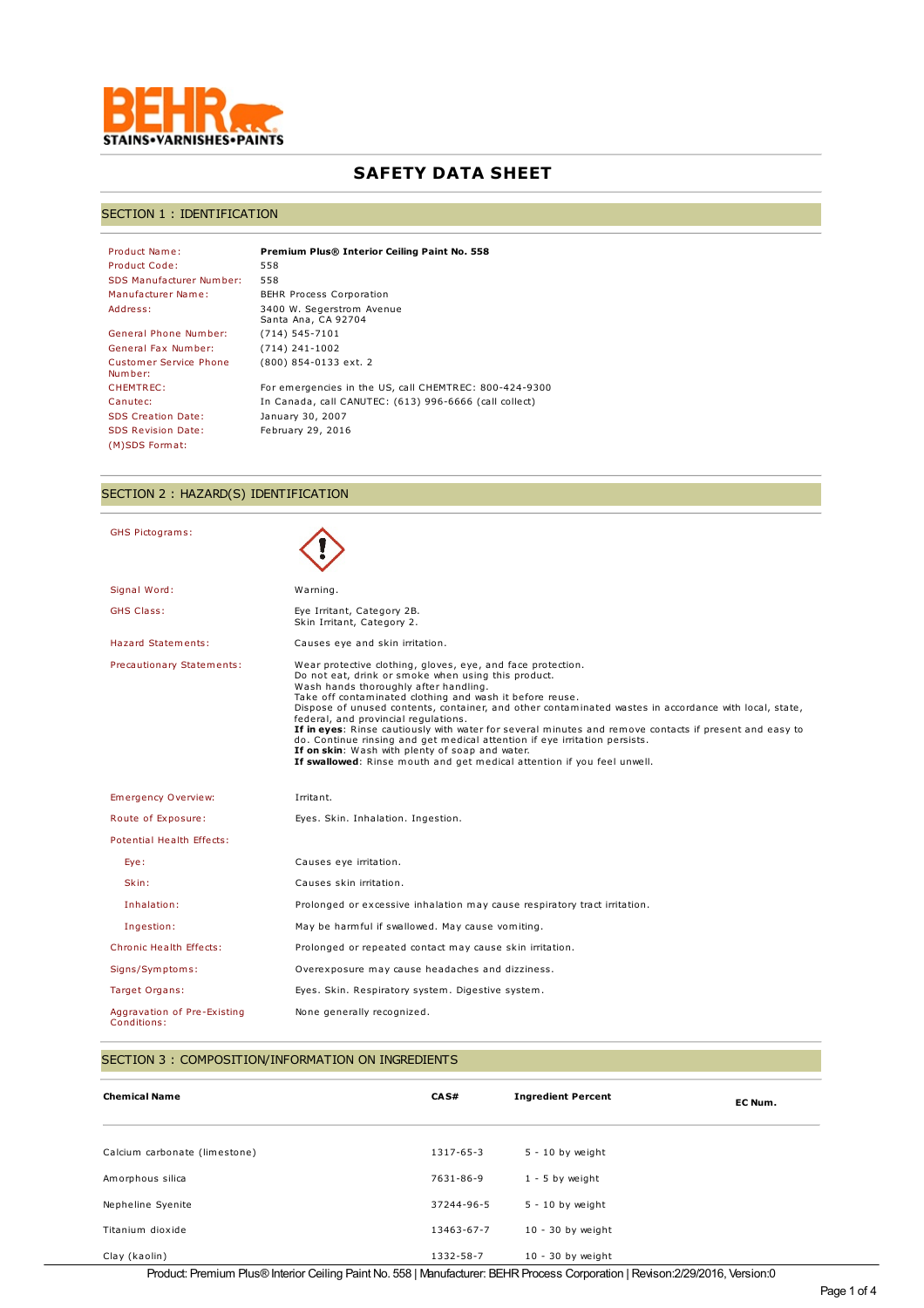BEHR
STAINS•VARNISHES•PAINTS

# SAFETY DATA SHEET

## SECTION 1 : IDENTIFICATION

| | |
|---|---|
| Product Name: | **Premium Plus® Interior Ceiling Paint No. 558** |
| Product Code: | 558 |
| SDS Manufacturer Number: | 558 |
| Manufacturer Name: | BEHR Process Corporation |
| Address: | 3400 W. Segerstrom Avenue<br>Santa Ana, CA 92704 |
| General Phone Number: | (714) 545-7101 |
| General Fax Number: | (714) 241-1002 |
| Customer Service Phone Number: | (800) 854-0133 ext. 2 |
| CHEMTREC: | For emergencies in the US, call CHEMTREC: 800-424-9300 |
| Canutec: | In Canada, call CANUTEC: (613) 996-6666 (call collect) |
| SDS Creation Date: | January 30, 2007 |
| SDS Revision Date: | February 29, 2016 |
| (M)SDS Format: | |

## SECTION 2 : HAZARD(S) IDENTIFICATION

| | |
|---|---|
| GHS Pictograms: | |
| Signal Word: | Warning. |
| GHS Class: | Eye Irritant, Category 2B.<br>Skin Irritant, Category 2. |
| Hazard Statements: | Causes eye and skin irritation. |
| Precautionary Statements: | Wear protective clothing, gloves, eye, and face protection.<br>Do not eat, drink or smoke when using this product.<br>Wash hands thoroughly after handling.<br>Take off contaminated clothing and wash it before reuse.<br>Dispose of unused contents, container, and other contaminated wastes in accordance with local, state, federal, and provincial regulations.<br>**If in eyes**: Rinse cautiously with water for several minutes and remove contacts if present and easy to do. Continue rinsing and get medical attention if eye irritation persists.<br>**If on skin**: Wash with plenty of soap and water.<br>**If swallowed**: Rinse mouth and get medical attention if you feel unwell. |
| Emergency Overview: | Irritant. |
| Route of Exposure: | Eyes. Skin. Inhalation. Ingestion. |
| Potential Health Effects: | |
| Eye: | Causes eye irritation. |
| Skin: | Causes skin irritation. |
| Inhalation: | Prolonged or excessive inhalation may cause respiratory tract irritation. |
| Ingestion: | May be harmful if swallowed. May cause vomiting. |
| Chronic Health Effects: | Prolonged or repeated contact may cause skin irritation. |
| Signs/Symptoms: | Overexposure may cause headaches and dizziness. |
| Target Organs: | Eyes. Skin. Respiratory system. Digestive system. |
| Aggravation of Pre-Existing Conditions: | None generally recognized. |

## SECTION 3 : COMPOSITION/INFORMATION ON INGREDIENTS

| Chemical Name | CAS# | Ingredient Percent | EC Num. |
|---|---|---|---|
| Calcium carbonate (limestone) | 1317-65-3 | 5 - 10 by weight | |
| Amorphous silica | 7631-86-9 | 1 - 5 by weight | |
| Nepheline Syenite | 37244-96-5 | 5 - 10 by weight | |
| Titanium dioxide | 13463-67-7 | 10 - 30 by weight | |
| Clay (kaolin) | 1332-58-7 | 10 - 30 by weight | |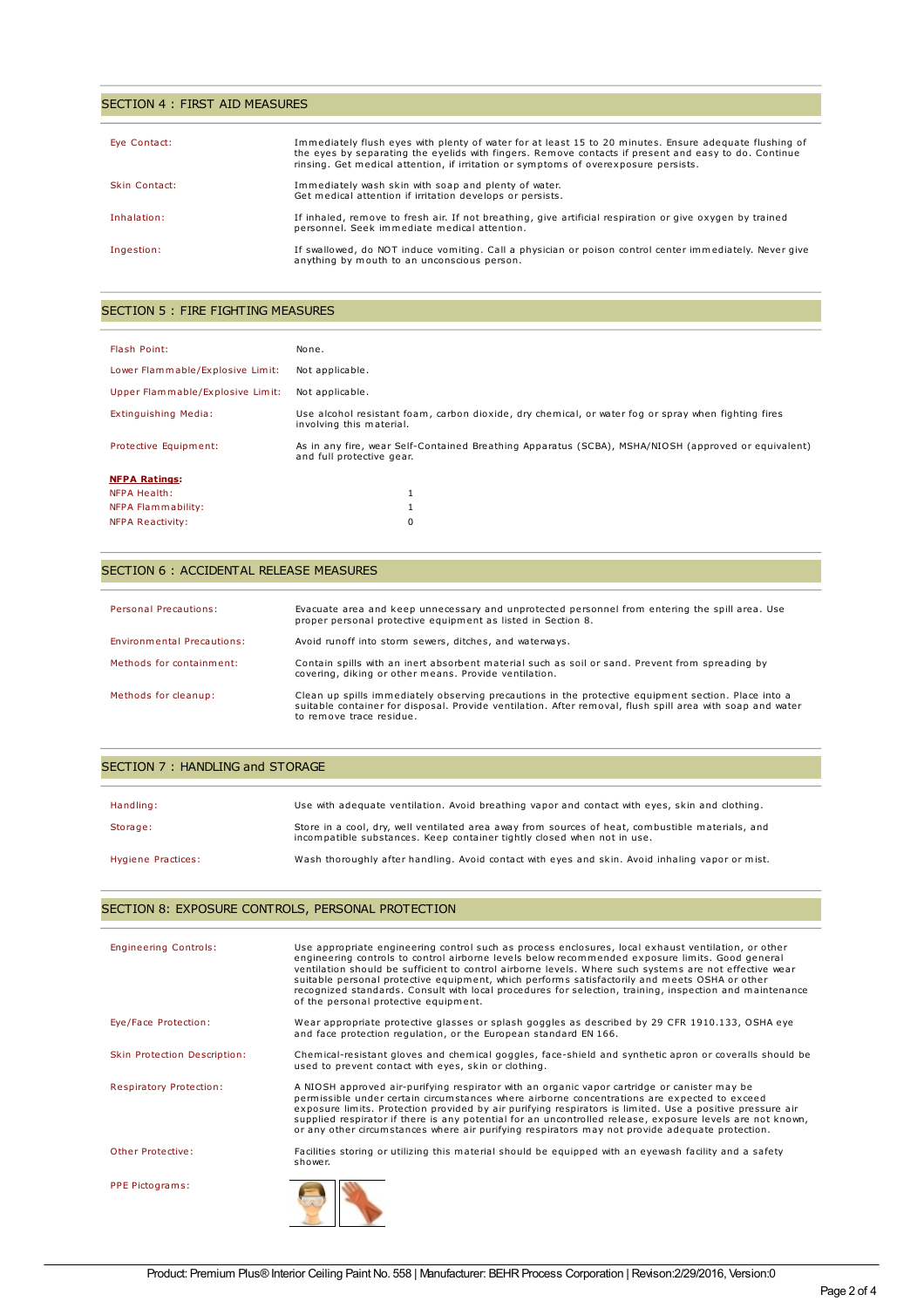## SECTION 4 : FIRST AID MEASURES

| | |
|---|---|
| Eye Contact: | Immediately flush eyes with plenty of water for at least 15 to 20 minutes. Ensure adequate flushing of the eyes by separating the eyelids with fingers. Remove contacts if present and easy to do. Continue rinsing. Get medical attention, if irritation or symptoms of overexposure persists. |
| Skin Contact: | Immediately wash skin with soap and plenty of water. Get medical attention if irritation develops or persists. |
| Inhalation: | If inhaled, remove to fresh air. If not breathing, give artificial respiration or give oxygen by trained personnel. Seek immediate medical attention. |
| Ingestion: | If swallowed, do NOT induce vomiting. Call a physician or poison control center immediately. Never give anything by mouth to an unconscious person. |

## SECTION 5 : FIRE FIGHTING MEASURES

| | |
|---|---|
| Flash Point: | None. |
| Lower Flammable/Explosive Limit: | Not applicable. |
| Upper Flammable/Explosive Limit: | Not applicable. |
| Extinguishing Media: | Use alcohol resistant foam, carbon dioxide, dry chemical, or water fog or spray when fighting fires involving this material. |
| Protective Equipment: | As in any fire, wear Self-Contained Breathing Apparatus (SCBA), MSHA/NIOSH (approved or equivalent) and full protective gear. |

**NFPA Ratings:**

| | |
|---|---|
| NFPA Health: | 1 |
| NFPA Flammability: | 1 |
| NFPA Reactivity: | 0 |

## SECTION 6 : ACCIDENTAL RELEASE MEASURES

| | |
|---|---|
| Personal Precautions: | Evacuate area and keep unnecessary and unprotected personnel from entering the spill area. Use proper personal protective equipment as listed in Section 8. |
| Environmental Precautions: | Avoid runoff into storm sewers, ditches, and waterways. |
| Methods for containment: | Contain spills with an inert absorbent material such as soil or sand. Prevent from spreading by covering, diking or other means. Provide ventilation. |
| Methods for cleanup: | Clean up spills immediately observing precautions in the protective equipment section. Place into a suitable container for disposal. Provide ventilation. After removal, flush spill area with soap and water to remove trace residue. |

## SECTION 7 : HANDLING and STORAGE

| | |
|---|---|
| Handling: | Use with adequate ventilation. Avoid breathing vapor and contact with eyes, skin and clothing. |
| Storage: | Store in a cool, dry, well ventilated area away from sources of heat, combustible materials, and incompatible substances. Keep container tightly closed when not in use. |
| Hygiene Practices: | Wash thoroughly after handling. Avoid contact with eyes and skin. Avoid inhaling vapor or mist. |

## SECTION 8: EXPOSURE CONTROLS, PERSONAL PROTECTION

| | |
|---|---|
| Engineering Controls: | Use appropriate engineering control such as process enclosures, local exhaust ventilation, or other engineering controls to control airborne levels below recommended exposure limits. Good general ventilation should be sufficient to control airborne levels. Where such systems are not effective wear suitable personal protective equipment, which performs satisfactorily and meets OSHA or other recognized standards. Consult with local procedures for selection, training, inspection and maintenance of the personal protective equipment. |
| Eye/Face Protection: | Wear appropriate protective glasses or splash goggles as described by 29 CFR 1910.133, OSHA eye and face protection regulation, or the European standard EN 166. |
| Skin Protection Description: | Chemical-resistant gloves and chemical goggles, face-shield and synthetic apron or coveralls should be used to prevent contact with eyes, skin or clothing. |
| Respiratory Protection: | A NIOSH approved air-purifying respirator with an organic vapor cartridge or canister may be permissible under certain circumstances where airborne concentrations are expected to exceed exposure limits. Protection provided by air purifying respirators is limited. Use a positive pressure air supplied respirator if there is any potential for an uncontrolled release, exposure levels are not known, or any other circumstances where air purifying respirators may not provide adequate protection. |
| Other Protective: | Facilities storing or utilizing this material should be equipped with an eyewash facility and a safety shower. |
| PPE Pictograms: | |

Product: Premium Plus® Interior Ceiling Paint No. 558 | Manufacturer: BEHR Process Corporation | Revison:2/29/2016, Version:0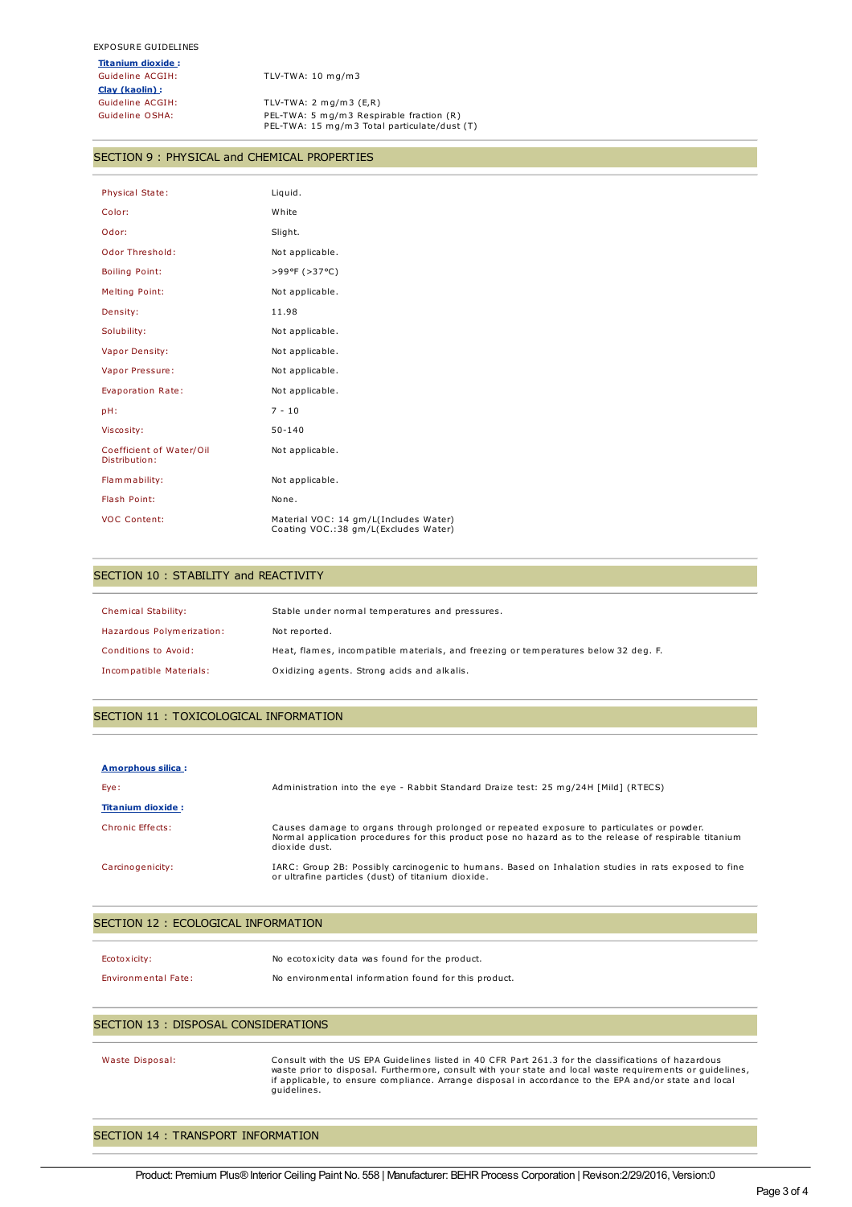EXPOSURE GUIDELINES

**Titanium dioxide :**

| | |
|---|---|
| Guideline ACGIH: | TLV-TWA: 10 mg/m3 |

**Clay (kaolin) :**

| | |
|---|---|
| Guideline ACGIH: | TLV-TWA: 2 mg/m3 (E,R) |
| Guideline OSHA: | PEL-TWA: 5 mg/m3 Respirable fraction (R)<br>PEL-TWA: 15 mg/m3 Total particulate/dust (T) |

## SECTION 9 : PHYSICAL and CHEMICAL PROPERTIES

| | |
|---|---|
| Physical State: | Liquid. |
| Color: | White |
| Odor: | Slight. |
| Odor Threshold: | Not applicable. |
| Boiling Point: | >99°F (>37°C) |
| Melting Point: | Not applicable. |
| Density: | 11.98 |
| Solubility: | Not applicable. |
| Vapor Density: | Not applicable. |
| Vapor Pressure: | Not applicable. |
| Evaporation Rate: | Not applicable. |
| pH: | 7 - 10 |
| Viscosity: | 50-140 |
| Coefficient of Water/Oil Distribution: | Not applicable. |
| Flammability: | Not applicable. |
| Flash Point: | None. |
| VOC Content: | Material VOC: 14 gm/L(Includes Water)<br>Coating VOC.:38 gm/L(Excludes Water) |

## SECTION 10 : STABILITY and REACTIVITY

| | |
|---|---|
| Chemical Stability: | Stable under normal temperatures and pressures. |
| Hazardous Polymerization: | Not reported. |
| Conditions to Avoid: | Heat, flames, incompatible materials, and freezing or temperatures below 32 deg. F. |
| Incompatible Materials: | Oxidizing agents. Strong acids and alkalis. |

## SECTION 11 : TOXICOLOGICAL INFORMATION

**Amorphous silica :**

| | |
|---|---|
| Eye: | Administration into the eye - Rabbit Standard Draize test: 25 mg/24H [Mild] (RTECS) |

**Titanium dioxide :**

| | |
|---|---|
| Chronic Effects: | Causes damage to organs through prolonged or repeated exposure to particulates or powder. Normal application procedures for this product pose no hazard as to the release of respirable titanium dioxide dust. |
| Carcinogenicity: | IARC: Group 2B: Possibly carcinogenic to humans. Based on Inhalation studies in rats exposed to fine or ultrafine particles (dust) of titanium dioxide. |

## SECTION 12 : ECOLOGICAL INFORMATION

| | |
|---|---|
| Ecotoxicity: | No ecotoxicity data was found for the product. |
| Environmental Fate: | No environmental information found for this product. |

## SECTION 13 : DISPOSAL CONSIDERATIONS

| | |
|---|---|
| Waste Disposal: | Consult with the US EPA Guidelines listed in 40 CFR Part 261.3 for the classifications of hazardous waste prior to disposal. Furthermore, consult with your state and local waste requirements or guidelines, if applicable, to ensure compliance. Arrange disposal in accordance to the EPA and/or state and local guidelines. |

## SECTION 14 : TRANSPORT INFORMATION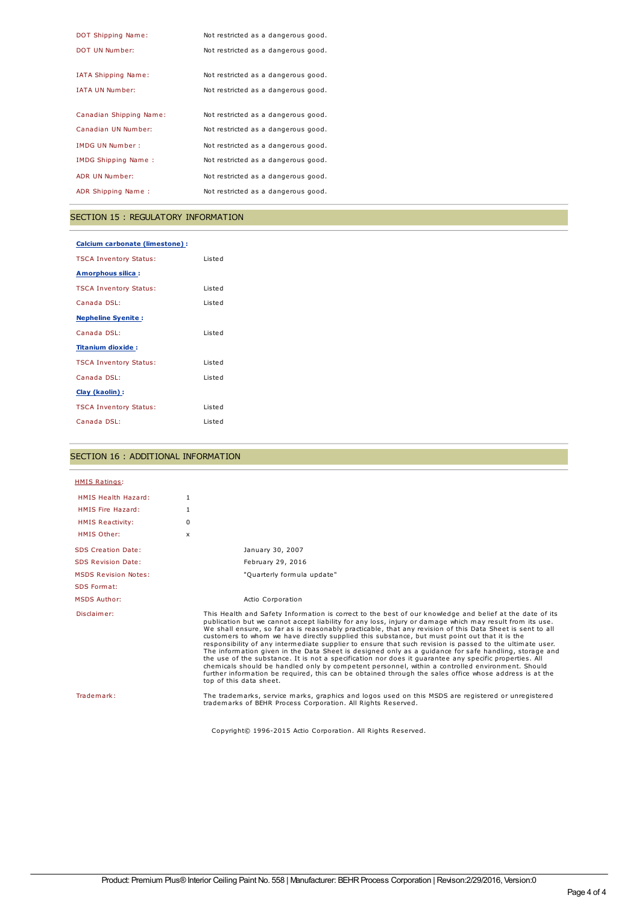| | |
|---|---|
| DOT Shipping Name: | Not restricted as a dangerous good. |
| DOT UN Number: | Not restricted as a dangerous good. |
| IATA Shipping Name: | Not restricted as a dangerous good. |
| IATA UN Number: | Not restricted as a dangerous good. |
| Canadian Shipping Name: | Not restricted as a dangerous good. |
| Canadian UN Number: | Not restricted as a dangerous good. |
| IMDG UN Number : | Not restricted as a dangerous good. |
| IMDG Shipping Name : | Not restricted as a dangerous good. |
| ADR UN Number: | Not restricted as a dangerous good. |
| ADR Shipping Name : | Not restricted as a dangerous good. |

## SECTION 15 : REGULATORY INFORMATION

**Calcium carbonate (limestone) :**

| | |
|---|---|
| TSCA Inventory Status: | Listed |

**Amorphous silica :**

| | |
|---|---|
| TSCA Inventory Status: | Listed |
| Canada DSL: | Listed |

**Nepheline Syenite :**

| | |
|---|---|
| Canada DSL: | Listed |

**Titanium dioxide :**

| | |
|---|---|
| TSCA Inventory Status: | Listed |
| Canada DSL: | Listed |

**Clay (kaolin) :**

| | |
|---|---|
| TSCA Inventory Status: | Listed |
| Canada DSL: | Listed |

## SECTION 16 : ADDITIONAL INFORMATION

HMIS Ratings:

| | |
|---|---|
| HMIS Health Hazard: | 1 |
| HMIS Fire Hazard: | 1 |
| HMIS Reactivity: | 0 |
| HMIS Other: | x |

| | |
|---|---|
| SDS Creation Date: | January 30, 2007 |
| SDS Revision Date: | February 29, 2016 |
| MSDS Revision Notes: | "Quarterly formula update" |
| SDS Format: | |
| MSDS Author: | Actio Corporation |
| Disclaimer: | This Health and Safety Information is correct to the best of our knowledge and belief at the date of its publication but we cannot accept liability for any loss, injury or damage which may result from its use. We shall ensure, so far as is reasonably practicable, that any revision of this Data Sheet is sent to all customers to whom we have directly supplied this substance, but must point out that it is the responsibility of any intermediate supplier to ensure that such revision is passed to the ultimate user. The information given in the Data Sheet is designed only as a guidance for safe handling, storage and the use of the substance. It is not a specification nor does it guarantee any specific properties. All chemicals should be handled only by competent personnel, within a controlled environment. Should further information be required, this can be obtained through the sales office whose address is at the top of this data sheet. |
| Trademark: | The trademarks, service marks, graphics and logos used on this MSDS are registered or unregistered trademarks of BEHR Process Corporation. All Rights Reserved. |

Copyright© 1996-2015 Actio Corporation. All Rights Reserved.